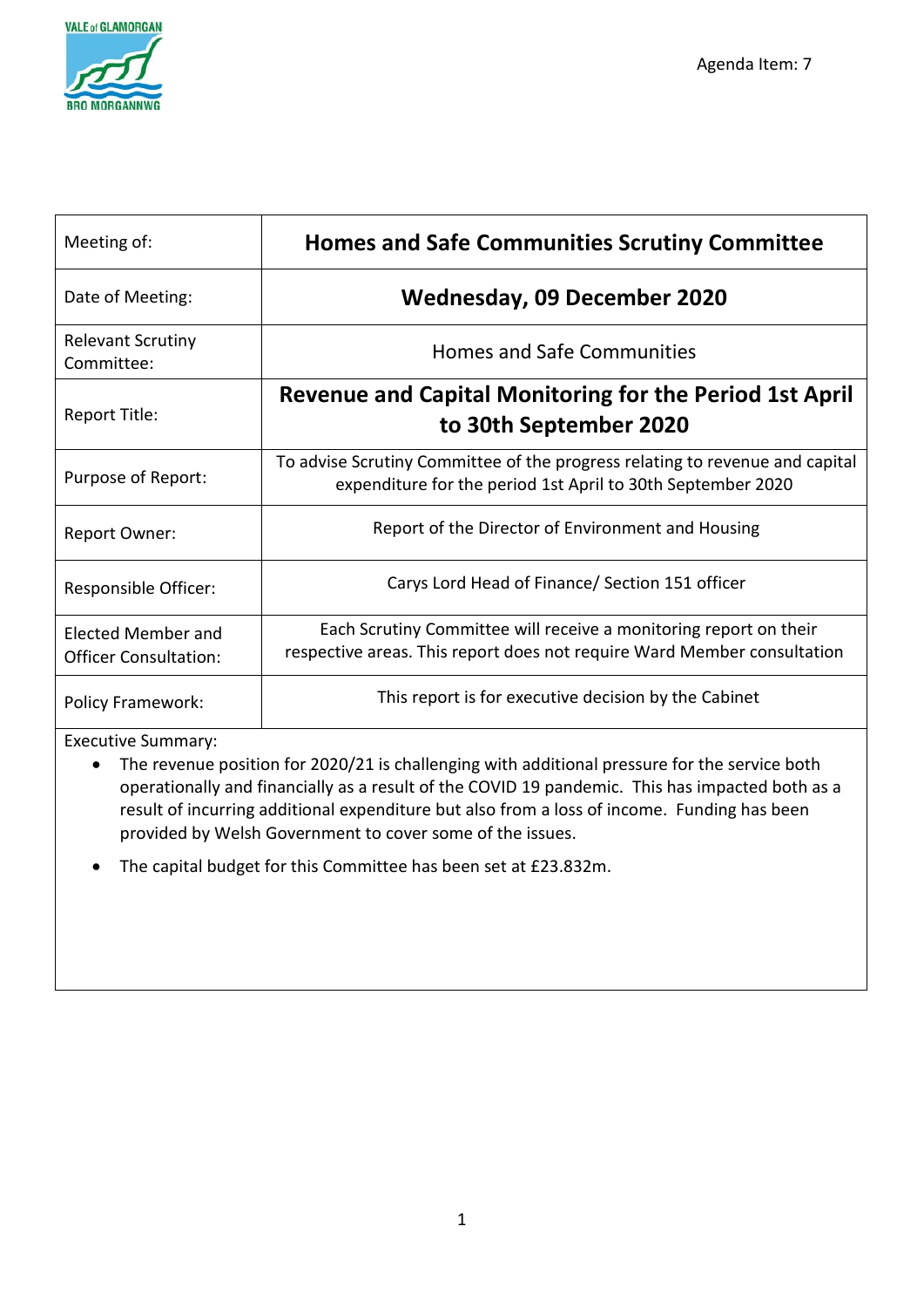Agenda Item: 7

| Meeting of: | **Homes and Safe Communities Scrutiny Committee** |
|---|---|
| Date of Meeting: | **Wednesday, 09 December 2020** |
| Relevant Scrutiny Committee: | Homes and Safe Communities |
| Report Title: | **Revenue and Capital Monitoring for the Period 1st April to 30th September 2020** |
| Purpose of Report: | To advise Scrutiny Committee of the progress relating to revenue and capital expenditure for the period 1st April to 30th September 2020 |
| Report Owner: | Report of the Director of Environment and Housing |
| Responsible Officer: | Carys Lord Head of Finance/ Section 151 officer |
| Elected Member and Officer Consultation: | Each Scrutiny Committee will receive a monitoring report on their respective areas. This report does not require Ward Member consultation |
| Policy Framework: | This report is for executive decision by the Cabinet |

Executive Summary:

- The revenue position for 2020/21 is challenging with additional pressure for the service both operationally and financially as a result of the COVID 19 pandemic. This has impacted both as a result of incurring additional expenditure but also from a loss of income. Funding has been provided by Welsh Government to cover some of the issues.
- The capital budget for this Committee has been set at £23.832m.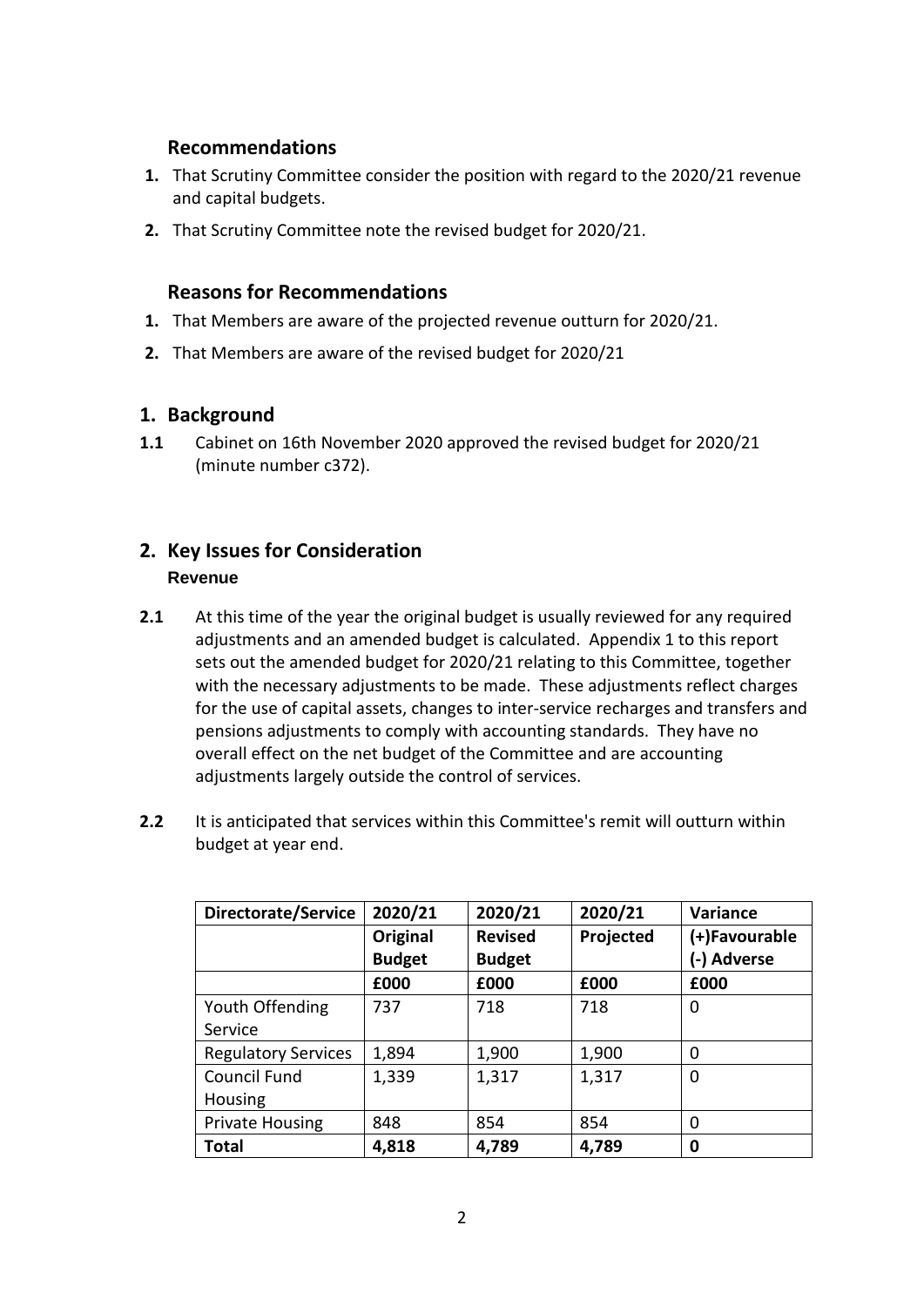## Recommendations

1. That Scrutiny Committee consider the position with regard to the 2020/21 revenue and capital budgets.
2. That Scrutiny Committee note the revised budget for 2020/21.

## Reasons for Recommendations

1. That Members are aware of the projected revenue outturn for 2020/21.
2. That Members are aware of the revised budget for 2020/21

## 1. Background

**1.1** Cabinet on 16th November 2020 approved the revised budget for 2020/21 (minute number c372).

## 2. Key Issues for Consideration

### Revenue

**2.1** At this time of the year the original budget is usually reviewed for any required adjustments and an amended budget is calculated. Appendix 1 to this report sets out the amended budget for 2020/21 relating to this Committee, together with the necessary adjustments to be made. These adjustments reflect charges for the use of capital assets, changes to inter-service recharges and transfers and pensions adjustments to comply with accounting standards. They have no overall effect on the net budget of the Committee and are accounting adjustments largely outside the control of services.

**2.2** It is anticipated that services within this Committee's remit will outturn within budget at year end.

| Directorate/Service | 2020/21 Original Budget | 2020/21 Revised Budget | 2020/21 Projected | Variance (+)Favourable (-) Adverse |
|---|---|---|---|---|
| | £000 | £000 | £000 | £000 |
| Youth Offending Service | 737 | 718 | 718 | 0 |
| Regulatory Services | 1,894 | 1,900 | 1,900 | 0 |
| Council Fund Housing | 1,339 | 1,317 | 1,317 | 0 |
| Private Housing | 848 | 854 | 854 | 0 |
| **Total** | **4,818** | **4,789** | **4,789** | **0** |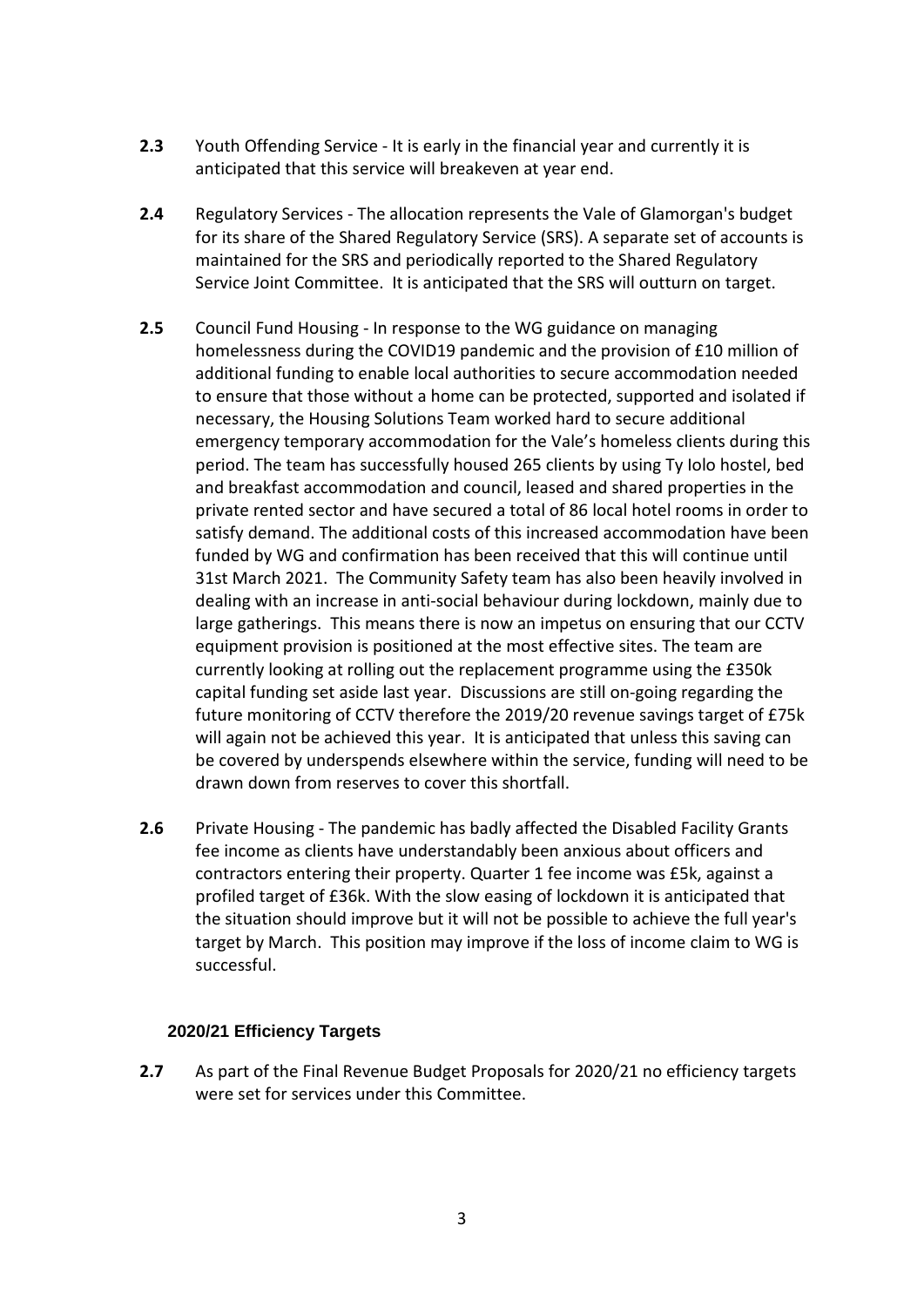**2.3** Youth Offending Service - It is early in the financial year and currently it is anticipated that this service will breakeven at year end.

**2.4** Regulatory Services - The allocation represents the Vale of Glamorgan's budget for its share of the Shared Regulatory Service (SRS). A separate set of accounts is maintained for the SRS and periodically reported to the Shared Regulatory Service Joint Committee. It is anticipated that the SRS will outturn on target.

**2.5** Council Fund Housing - In response to the WG guidance on managing homelessness during the COVID19 pandemic and the provision of £10 million of additional funding to enable local authorities to secure accommodation needed to ensure that those without a home can be protected, supported and isolated if necessary, the Housing Solutions Team worked hard to secure additional emergency temporary accommodation for the Vale's homeless clients during this period. The team has successfully housed 265 clients by using Ty Iolo hostel, bed and breakfast accommodation and council, leased and shared properties in the private rented sector and have secured a total of 86 local hotel rooms in order to satisfy demand. The additional costs of this increased accommodation have been funded by WG and confirmation has been received that this will continue until 31st March 2021. The Community Safety team has also been heavily involved in dealing with an increase in anti-social behaviour during lockdown, mainly due to large gatherings. This means there is now an impetus on ensuring that our CCTV equipment provision is positioned at the most effective sites. The team are currently looking at rolling out the replacement programme using the £350k capital funding set aside last year. Discussions are still on-going regarding the future monitoring of CCTV therefore the 2019/20 revenue savings target of £75k will again not be achieved this year. It is anticipated that unless this saving can be covered by underspends elsewhere within the service, funding will need to be drawn down from reserves to cover this shortfall.

**2.6** Private Housing - The pandemic has badly affected the Disabled Facility Grants fee income as clients have understandably been anxious about officers and contractors entering their property. Quarter 1 fee income was £5k, against a profiled target of £36k. With the slow easing of lockdown it is anticipated that the situation should improve but it will not be possible to achieve the full year's target by March. This position may improve if the loss of income claim to WG is successful.

### 2020/21 Efficiency Targets

**2.7** As part of the Final Revenue Budget Proposals for 2020/21 no efficiency targets were set for services under this Committee.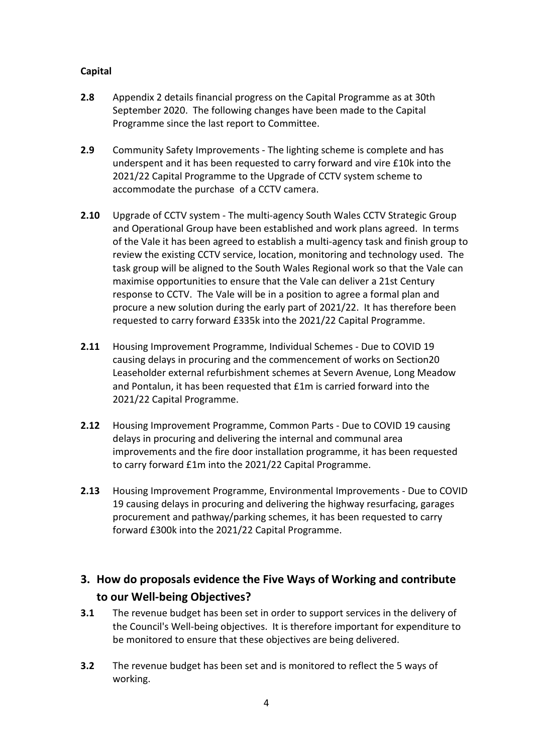**Capital**

**2.8** Appendix 2 details financial progress on the Capital Programme as at 30th September 2020. The following changes have been made to the Capital Programme since the last report to Committee.

**2.9** Community Safety Improvements - The lighting scheme is complete and has underspent and it has been requested to carry forward and vire £10k into the 2021/22 Capital Programme to the Upgrade of CCTV system scheme to accommodate the purchase of a CCTV camera.

**2.10** Upgrade of CCTV system - The multi-agency South Wales CCTV Strategic Group and Operational Group have been established and work plans agreed. In terms of the Vale it has been agreed to establish a multi-agency task and finish group to review the existing CCTV service, location, monitoring and technology used. The task group will be aligned to the South Wales Regional work so that the Vale can maximise opportunities to ensure that the Vale can deliver a 21st Century response to CCTV. The Vale will be in a position to agree a formal plan and procure a new solution during the early part of 2021/22. It has therefore been requested to carry forward £335k into the 2021/22 Capital Programme.

**2.11** Housing Improvement Programme, Individual Schemes - Due to COVID 19 causing delays in procuring and the commencement of works on Section20 Leaseholder external refurbishment schemes at Severn Avenue, Long Meadow and Pontalun, it has been requested that £1m is carried forward into the 2021/22 Capital Programme.

**2.12** Housing Improvement Programme, Common Parts - Due to COVID 19 causing delays in procuring and delivering the internal and communal area improvements and the fire door installation programme, it has been requested to carry forward £1m into the 2021/22 Capital Programme.

**2.13** Housing Improvement Programme, Environmental Improvements - Due to COVID 19 causing delays in procuring and delivering the highway resurfacing, garages procurement and pathway/parking schemes, it has been requested to carry forward £300k into the 2021/22 Capital Programme.

## 3. How do proposals evidence the Five Ways of Working and contribute to our Well-being Objectives?

**3.1** The revenue budget has been set in order to support services in the delivery of the Council's Well-being objectives. It is therefore important for expenditure to be monitored to ensure that these objectives are being delivered.

**3.2** The revenue budget has been set and is monitored to reflect the 5 ways of working.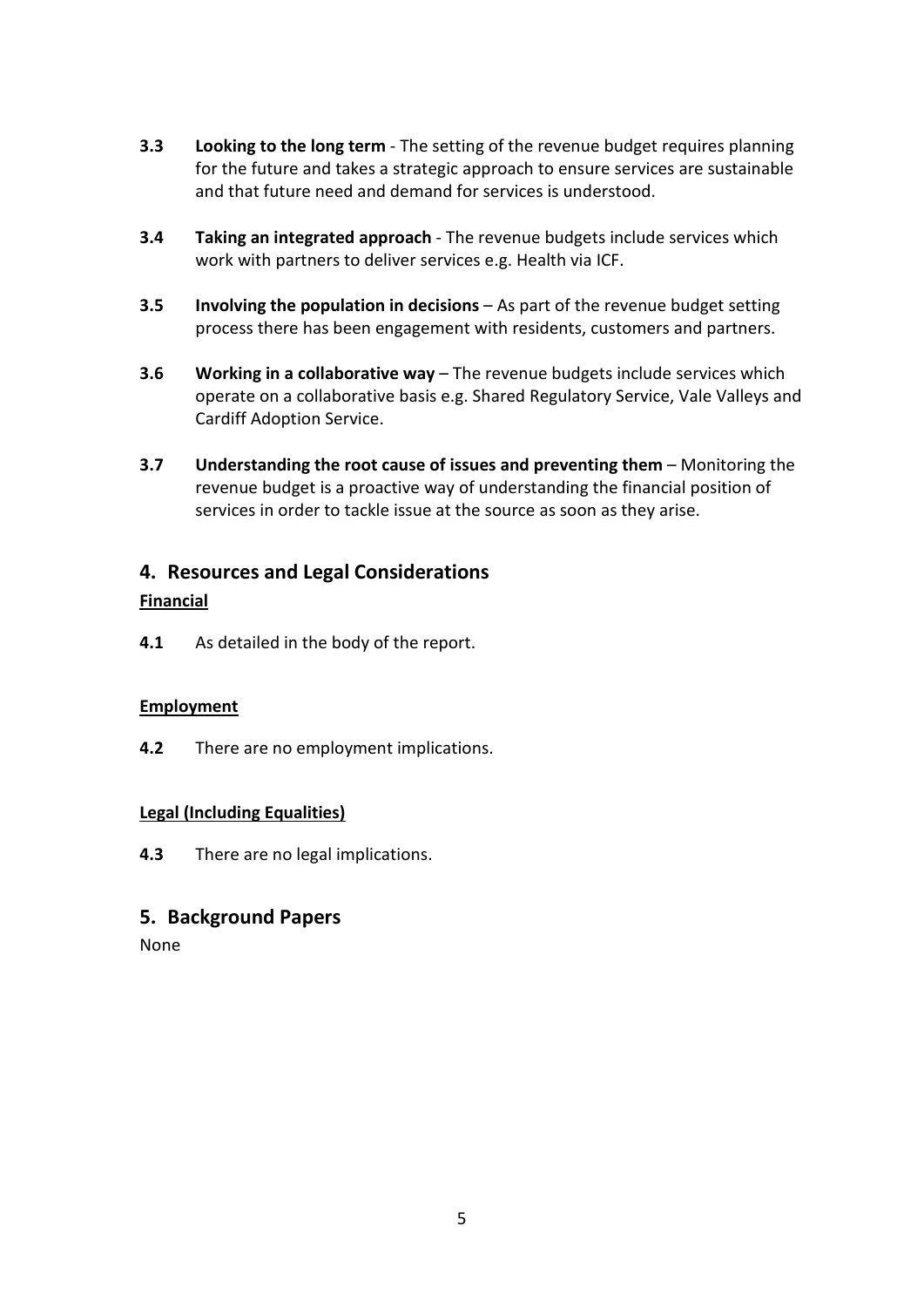**3.3** **Looking to the long term** - The setting of the revenue budget requires planning for the future and takes a strategic approach to ensure services are sustainable and that future need and demand for services is understood.

**3.4** **Taking an integrated approach** - The revenue budgets include services which work with partners to deliver services e.g. Health via ICF.

**3.5** **Involving the population in decisions** – As part of the revenue budget setting process there has been engagement with residents, customers and partners.

**3.6** **Working in a collaborative way** – The revenue budgets include services which operate on a collaborative basis e.g. Shared Regulatory Service, Vale Valleys and Cardiff Adoption Service.

**3.7** **Understanding the root cause of issues and preventing them** – Monitoring the revenue budget is a proactive way of understanding the financial position of services in order to tackle issue at the source as soon as they arise.

## 4. Resources and Legal Considerations

**Financial**

**4.1** As detailed in the body of the report.

**Employment**

**4.2** There are no employment implications.

**Legal (Including Equalities)**

**4.3** There are no legal implications.

## 5. Background Papers

None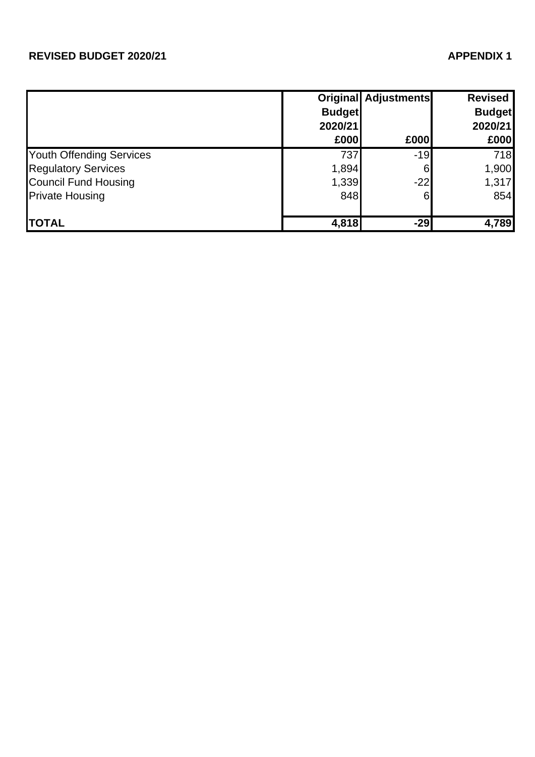**REVISED BUDGET 2020/21**

**APPENDIX 1**

| | Original Budget 2020/21 £000 | Adjustments £000 | Revised Budget 2020/21 £000 |
|---|---|---|---|
| Youth Offending Services | 737 | -19 | 718 |
| Regulatory Services | 1,894 | 6 | 1,900 |
| Council Fund Housing | 1,339 | -22 | 1,317 |
| Private Housing | 848 | 6 | 854 |
| **TOTAL** | **4,818** | **-29** | **4,789** |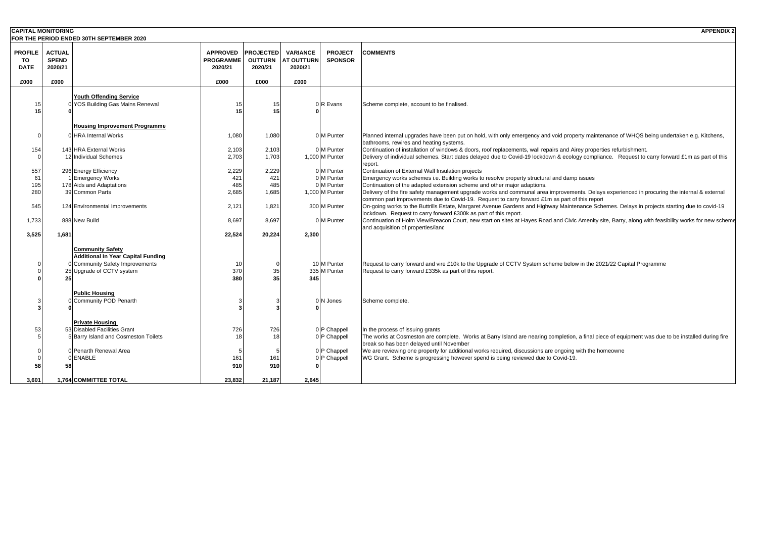**CAPITAL MONITORING** **APPENDIX 2**

**FOR THE PERIOD ENDED 30TH SEPTEMBER 2020**

| PROFILE TO DATE | ACTUAL SPEND 2020/21 | | APPROVED PROGRAMME 2020/21 | PROJECTED OUTTURN 2020/21 | VARIANCE AT OUTTURN 2020/21 | PROJECT SPONSOR | COMMENTS |
|---|---|---|---|---|---|---|---|
| £000 | £000 | | £000 | £000 | £000 | | |
| | | **Youth Offending Service** | | | | | |
| 15 | 0 | YOS Building Gas Mains Renewal | 15 | 15 | 0 | R Evans | Scheme complete, account to be finalised. |
| **15** | **0** | | **15** | **15** | **0** | | |
| | | **Housing Improvement Programme** | | | | | |
| 0 | 0 | HRA Internal Works | 1,080 | 1,080 | 0 | M Punter | Planned internal upgrades have been put on hold, with only emergency and void property maintenance of WHQS being undertaken e.g. Kitchens, bathrooms, rewires and heating systems. |
| 154 | 143 | HRA External Works | 2,103 | 2,103 | 0 | M Punter | Continuation of installation of windows & doors, roof replacements, wall repairs and Airey properties refurbishment. |
| 0 | 12 | Individual Schemes | 2,703 | 1,703 | 1,000 | M Punter | Delivery of individual schemes. Start dates delayed due to Covid-19 lockdown & ecology compliance. Request to carry forward £1m as part of this report. |
| 557 | 296 | Energy Efficiency | 2,229 | 2,229 | 0 | M Punter | Continuation of External Wall Insulation projects |
| 61 | 1 | Emergency Works | 421 | 421 | 0 | M Punter | Emergency works schemes i.e. Building works to resolve property structural and damp issues |
| 195 | 178 | Aids and Adaptations | 485 | 485 | 0 | M Punter | Continuation of the adapted extension scheme and other major adaptions. |
| 280 | 39 | Common Parts | 2,685 | 1,685 | 1,000 | M Punter | Delivery of the fire safety management upgrade works and communal area improvements. Delays experienced in procuring the internal & external common part improvements due to Covid-19. Request to carry forward £1m as part of this report |
| 545 | 124 | Environmental Improvements | 2,121 | 1,821 | 300 | M Punter | On-going works to the Buttrills Estate, Margaret Avenue Gardens and Highway Maintenance Schemes. Delays in projects starting due to covid-19 lockdown. Request to carry forward £300k as part of this report. |
| 1,733 | 888 | New Build | 8,697 | 8,697 | 0 | M Punter | Continuation of Holm View/Breacon Court, new start on sites at Hayes Road and Civic Amenity site, Barry, along with feasibility works for new scheme and acquisition of properties/land |
| **3,525** | **1,681** | | **22,524** | **20,224** | **2,300** | | |
| | | **Community Safety** | | | | | |
| | | **Additional In Year Capital Funding** | | | | | |
| 0 | 0 | Community Safety Improvements | 10 | 0 | 10 | M Punter | Request to carry forward and vire £10k to the Upgrade of CCTV System scheme below in the 2021/22 Capital Programme |
| 0 | 25 | Upgrade of CCTV system | 370 | 35 | 335 | M Punter | Request to carry forward £335k as part of this report. |
| **0** | **25** | | **380** | **35** | **345** | | |
| | | **Public Housing** | | | | | |
| 3 | 0 | Community POD Penarth | 3 | 3 | 0 | N Jones | Scheme complete. |
| **3** | **0** | | **3** | **3** | **0** | | |
| | | **Private Housing** | | | | | |
| 53 | 53 | Disabled Facilities Grant | 726 | 726 | 0 | P Chappell | In the process of issuing grants |
| 5 | 5 | Barry Island and Cosmeston Toilets | 18 | 18 | 0 | P Chappell | The works at Cosmeston are complete. Works at Barry Island are nearing completion, a final piece of equipment was due to be installed during fire break so has been delayed until November |
| 0 | 0 | Penarth Renewal Area | 5 | 5 | 0 | P Chappell | We are reviewing one property for additional works required, discussions are ongoing with the homeowne |
| 0 | 0 | ENABLE | 161 | 161 | 0 | P Chappell | WG Grant. Scheme is progressing however spend is being reviewed due to Covid-19. |
| **58** | **58** | | **910** | **910** | **0** | | |
| **3,601** | **1,764** | **COMMITTEE TOTAL** | **23,832** | **21,187** | **2,645** | | |